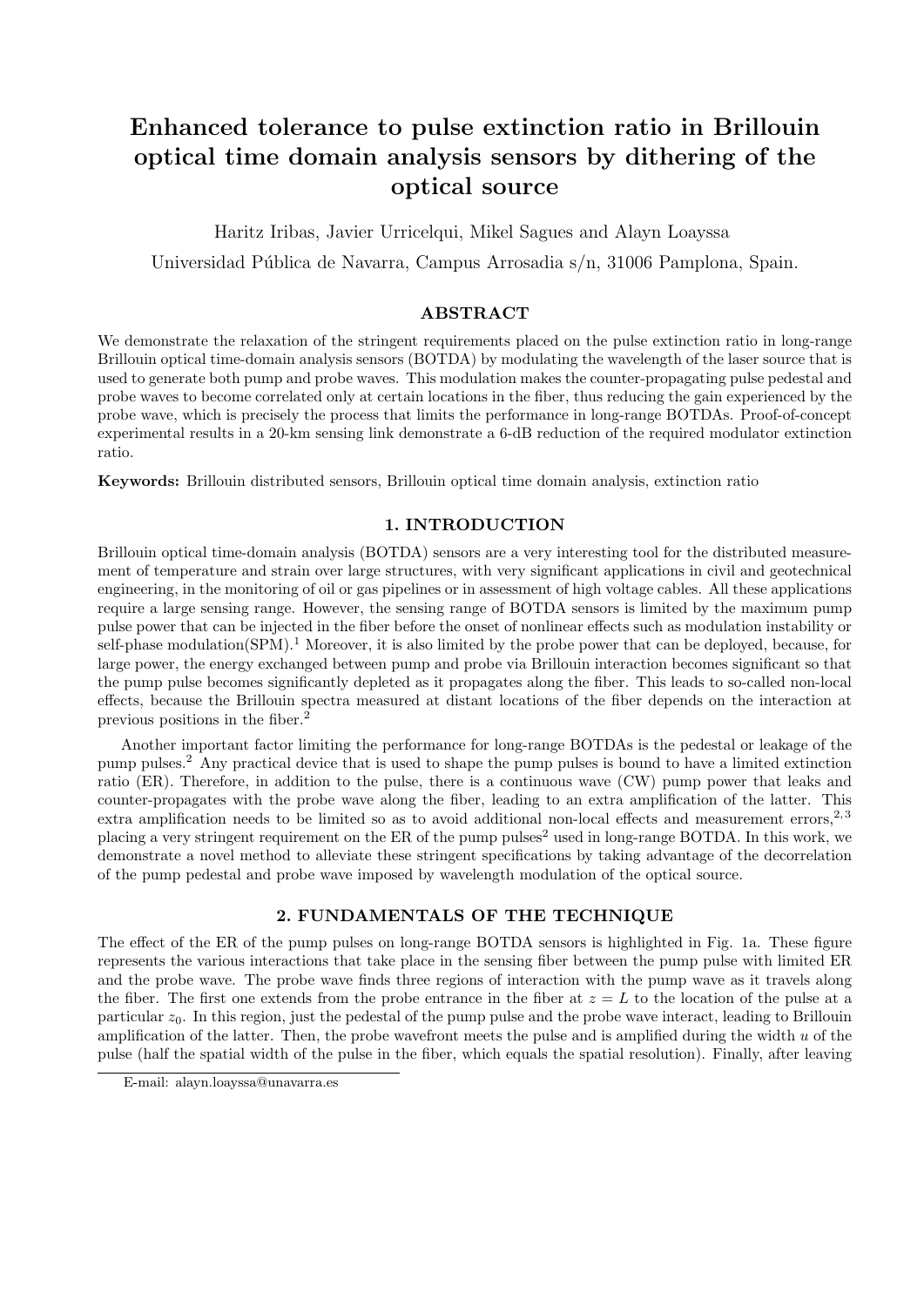# Enhanced tolerance to pulse extinction ratio in Brillouin optical time domain analysis sensors by dithering of the optical source

Haritz Iribas, Javier Urricelqui, Mikel Sagues and Alayn Loayssa

Universidad Pública de Navarra, Campus Arrosadia s/n, 31006 Pamplona, Spain.

## ABSTRACT

We demonstrate the relaxation of the stringent requirements placed on the pulse extinction ratio in long-range Brillouin optical time-domain analysis sensors (BOTDA) by modulating the wavelength of the laser source that is used to generate both pump and probe waves. This modulation makes the counter-propagating pulse pedestal and probe waves to become correlated only at certain locations in the fiber, thus reducing the gain experienced by the probe wave, which is precisely the process that limits the performance in long-range BOTDAs. Proof-of-concept experimental results in a 20-km sensing link demonstrate a 6-dB reduction of the required modulator extinction ratio.

**Keywords:** Brillouin distributed sensors, Brillouin optical time domain analysis, extinction ratio

## 1. INTRODUCTION

Brillouin optical time-domain analysis (BOTDA) sensors are a very interesting tool for the distributed measurement of temperature and strain over large structures, with very significant applications in civil and geotechnical engineering, in the monitoring of oil or gas pipelines or in assessment of high voltage cables. All these applications require a large sensing range. However, the sensing range of BOTDA sensors is limited by the maximum pump pulse power that can be injected in the fiber before the onset of nonlinear effects such as modulation instability or self-phase modulation(SPM).[1] Moreover, it is also limited by the probe power that can be deployed, because, for large power, the energy exchanged between pump and probe via Brillouin interaction becomes significant so that the pump pulse becomes significantly depleted as it propagates along the fiber. This leads to so-called non-local effects, because the Brillouin spectra measured at distant locations of the fiber depends on the interaction at previous positions in the fiber.[2]

Another important factor limiting the performance for long-range BOTDAs is the pedestal or leakage of the pump pulses.[2] Any practical device that is used to shape the pump pulses is bound to have a limited extinction ratio (ER). Therefore, in addition to the pulse, there is a continuous wave (CW) pump power that leaks and counter-propagates with the probe wave along the fiber, leading to an extra amplification of the latter. This extra amplification needs to be limited so as to avoid additional non-local effects and measurement errors,[2,3] placing a very stringent requirement on the ER of the pump pulses[2] used in long-range BOTDA. In this work, we demonstrate a novel method to alleviate these stringent specifications by taking advantage of the decorrelation of the pump pedestal and probe wave imposed by wavelength modulation of the optical source.

## 2. FUNDAMENTALS OF THE TECHNIQUE

The effect of the ER of the pump pulses on long-range BOTDA sensors is highlighted in Fig. 1a. These figure represents the various interactions that take place in the sensing fiber between the pump pulse with limited ER and the probe wave. The probe wave finds three regions of interaction with the pump wave as it travels along the fiber. The first one extends from the probe entrance in the fiber at $z = L$ to the location of the pulse at a particular $z_0$. In this region, just the pedestal of the pump pulse and the probe wave interact, leading to Brillouin amplification of the latter. Then, the probe wavefront meets the pulse and is amplified during the width $u$ of the pulse (half the spatial width of the pulse in the fiber, which equals the spatial resolution). Finally, after leaving

E-mail: alayn.loayssa@unavarra.es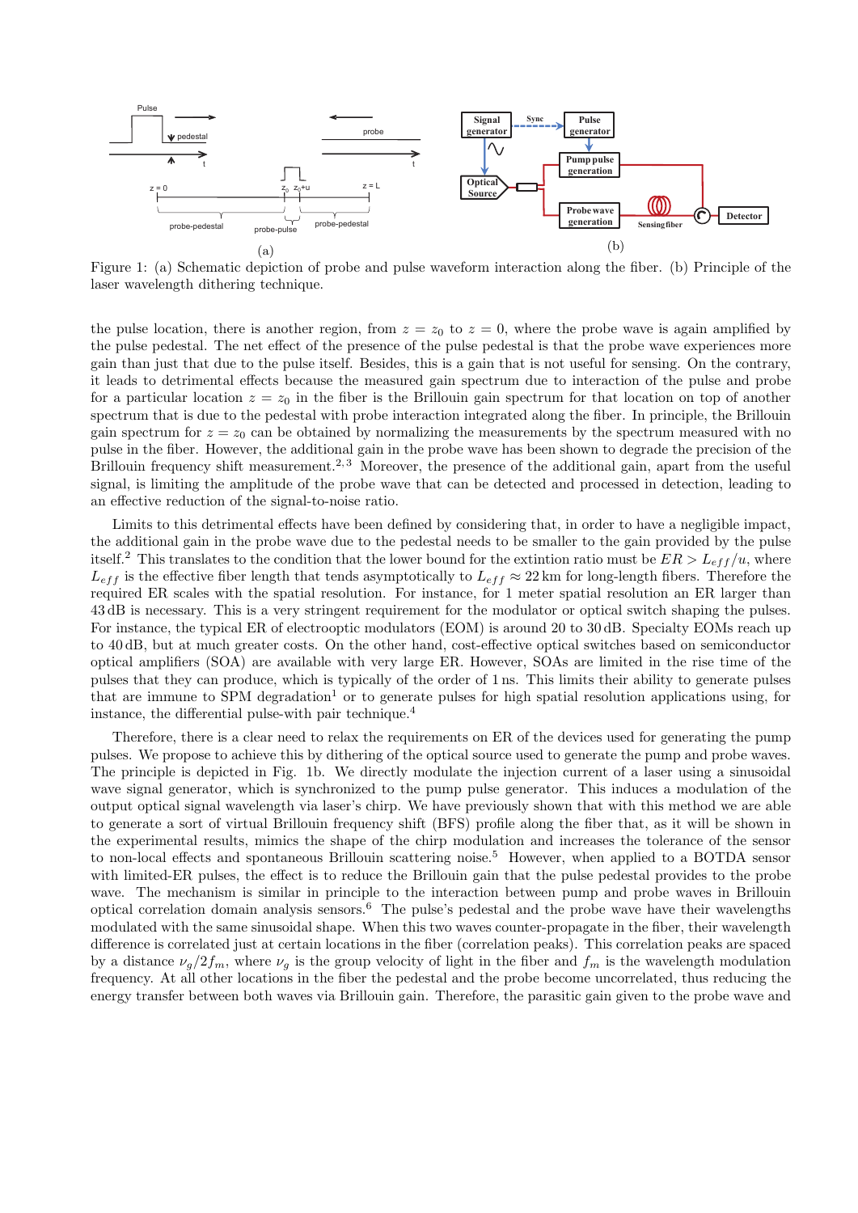Figure 1: (a) Schematic depiction of probe and pulse waveform interaction along the fiber. (b) Principle of the laser wavelength dithering technique.

the pulse location, there is another region, from $z = z_0$ to $z = 0$, where the probe wave is again amplified by the pulse pedestal. The net effect of the presence of the pulse pedestal is that the probe wave experiences more gain than just that due to the pulse itself. Besides, this is a gain that is not useful for sensing. On the contrary, it leads to detrimental effects because the measured gain spectrum due to interaction of the pulse and probe for a particular location $z = z_0$ in the fiber is the Brillouin gain spectrum for that location on top of another spectrum that is due to the pedestal with probe interaction integrated along the fiber. In principle, the Brillouin gain spectrum for $z = z_0$ can be obtained by normalizing the measurements by the spectrum measured with no pulse in the fiber. However, the additional gain in the probe wave has been shown to degrade the precision of the Brillouin frequency shift measurement.[2,3] Moreover, the presence of the additional gain, apart from the useful signal, is limiting the amplitude of the probe wave that can be detected and processed in detection, leading to an effective reduction of the signal-to-noise ratio.

Limits to this detrimental effects have been defined by considering that, in order to have a negligible impact, the additional gain in the probe wave due to the pedestal needs to be smaller to the gain provided by the pulse itself.[2] This translates to the condition that the lower bound for the extintion ratio must be $ER > L_{eff}/u$, where $L_{eff}$ is the effective fiber length that tends asymptotically to $L_{eff} \approx 22\,\text{km}$ for long-length fibers. Therefore the required ER scales with the spatial resolution. For instance, for 1 meter spatial resolution an ER larger than 43 dB is necessary. This is a very stringent requirement for the modulator or optical switch shaping the pulses. For instance, the typical ER of electrooptic modulators (EOM) is around 20 to 30 dB. Specialty EOMs reach up to 40 dB, but at much greater costs. On the other hand, cost-effective optical switches based on semiconductor optical amplifiers (SOA) are available with very large ER. However, SOAs are limited in the rise time of the pulses that they can produce, which is typically of the order of 1 ns. This limits their ability to generate pulses that are immune to SPM degradation[1] or to generate pulses for high spatial resolution applications using, for instance, the differential pulse-with pair technique.[4]

Therefore, there is a clear need to relax the requirements on ER of the devices used for generating the pump pulses. We propose to achieve this by dithering of the optical source used to generate the pump and probe waves. The principle is depicted in Fig. 1b. We directly modulate the injection current of a laser using a sinusoidal wave signal generator, which is synchronized to the pump pulse generator. This induces a modulation of the output optical signal wavelength via laser's chirp. We have previously shown that with this method we are able to generate a sort of virtual Brillouin frequency shift (BFS) profile along the fiber that, as it will be shown in the experimental results, mimics the shape of the chirp modulation and increases the tolerance of the sensor to non-local effects and spontaneous Brillouin scattering noise.[5] However, when applied to a BOTDA sensor with limited-ER pulses, the effect is to reduce the Brillouin gain that the pulse pedestal provides to the probe wave. The mechanism is similar in principle to the interaction between pump and probe waves in Brillouin optical correlation domain analysis sensors.[6] The pulse's pedestal and the probe wave have their wavelengths modulated with the same sinusoidal shape. When this two waves counter-propagate in the fiber, their wavelength difference is correlated just at certain locations in the fiber (correlation peaks). This correlation peaks are spaced by a distance $\nu_g/2f_m$, where $\nu_g$ is the group velocity of light in the fiber and $f_m$ is the wavelength modulation frequency. At all other locations in the fiber the pedestal and the probe become uncorrelated, thus reducing the energy transfer between both waves via Brillouin gain. Therefore, the parasitic gain given to the probe wave and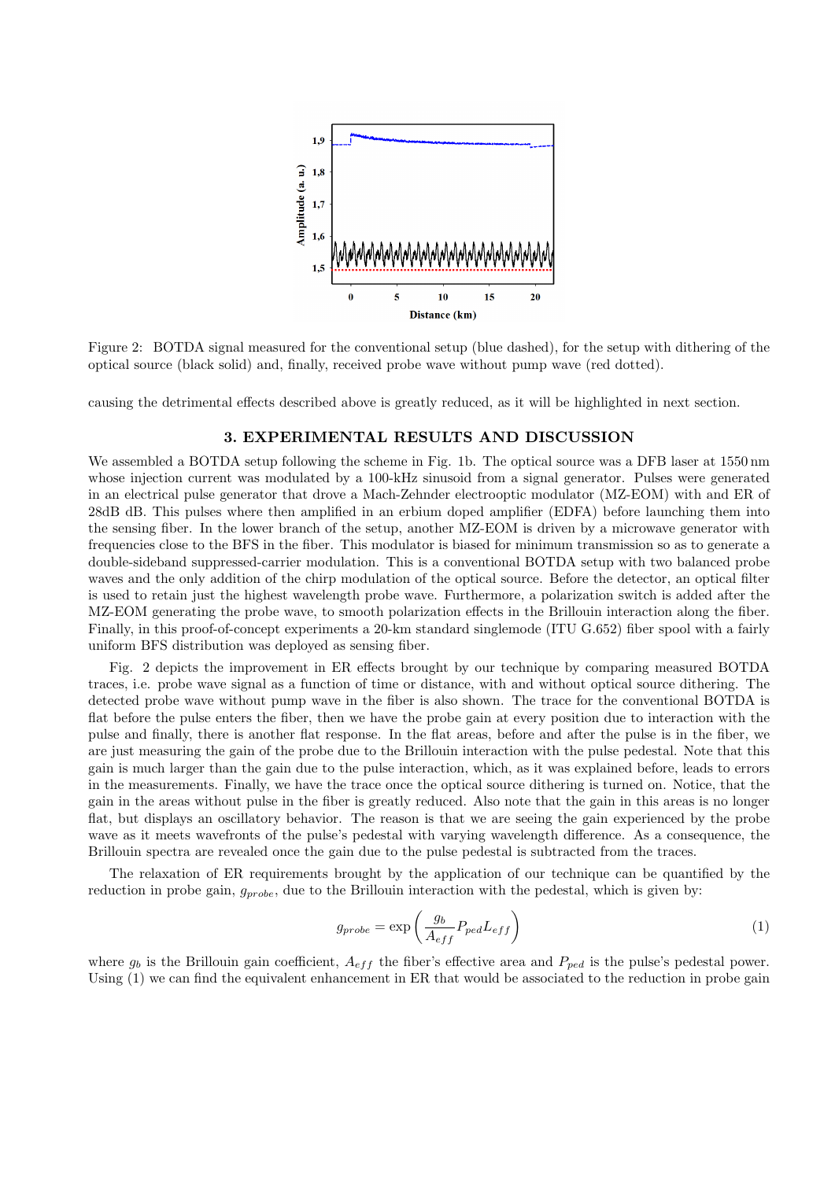Figure 2: BOTDA signal measured for the conventional setup (blue dashed), for the setup with dithering of the optical source (black solid) and, finally, received probe wave without pump wave (red dotted).

causing the detrimental effects described above is greatly reduced, as it will be highlighted in next section.

## 3. EXPERIMENTAL RESULTS AND DISCUSSION

We assembled a BOTDA setup following the scheme in Fig. 1b. The optical source was a DFB laser at 1550 nm whose injection current was modulated by a 100-kHz sinusoid from a signal generator. Pulses were generated in an electrical pulse generator that drove a Mach-Zehnder electrooptic modulator (MZ-EOM) with and ER of 28dB dB. This pulses where then amplified in an erbium doped amplifier (EDFA) before launching them into the sensing fiber. In the lower branch of the setup, another MZ-EOM is driven by a microwave generator with frequencies close to the BFS in the fiber. This modulator is biased for minimum transmission so as to generate a double-sideband suppressed-carrier modulation. This is a conventional BOTDA setup with two balanced probe waves and the only addition of the chirp modulation of the optical source. Before the detector, an optical filter is used to retain just the highest wavelength probe wave. Furthermore, a polarization switch is added after the MZ-EOM generating the probe wave, to smooth polarization effects in the Brillouin interaction along the fiber. Finally, in this proof-of-concept experiments a 20-km standard singlemode (ITU G.652) fiber spool with a fairly uniform BFS distribution was deployed as sensing fiber.

Fig. 2 depicts the improvement in ER effects brought by our technique by comparing measured BOTDA traces, i.e. probe wave signal as a function of time or distance, with and without optical source dithering. The detected probe wave without pump wave in the fiber is also shown. The trace for the conventional BOTDA is flat before the pulse enters the fiber, then we have the probe gain at every position due to interaction with the pulse and finally, there is another flat response. In the flat areas, before and after the pulse is in the fiber, we are just measuring the gain of the probe due to the Brillouin interaction with the pulse pedestal. Note that this gain is much larger than the gain due to the pulse interaction, which, as it was explained before, leads to errors in the measurements. Finally, we have the trace once the optical source dithering is turned on. Notice, that the gain in the areas without pulse in the fiber is greatly reduced. Also note that the gain in this areas is no longer flat, but displays an oscillatory behavior. The reason is that we are seeing the gain experienced by the probe wave as it meets wavefronts of the pulse's pedestal with varying wavelength difference. As a consequence, the Brillouin spectra are revealed once the gain due to the pulse pedestal is subtracted from the traces.

The relaxation of ER requirements brought by the application of our technique can be quantified by the reduction in probe gain, $g_{probe}$, due to the Brillouin interaction with the pedestal, which is given by:

$$g_{probe} = \exp\left(\frac{g_b}{A_{eff}} P_{ped} L_{eff}\right) \tag{1}$$

where $g_b$ is the Brillouin gain coefficient, $A_{eff}$ the fiber's effective area and $P_{ped}$ is the pulse's pedestal power. Using (1) we can find the equivalent enhancement in ER that would be associated to the reduction in probe gain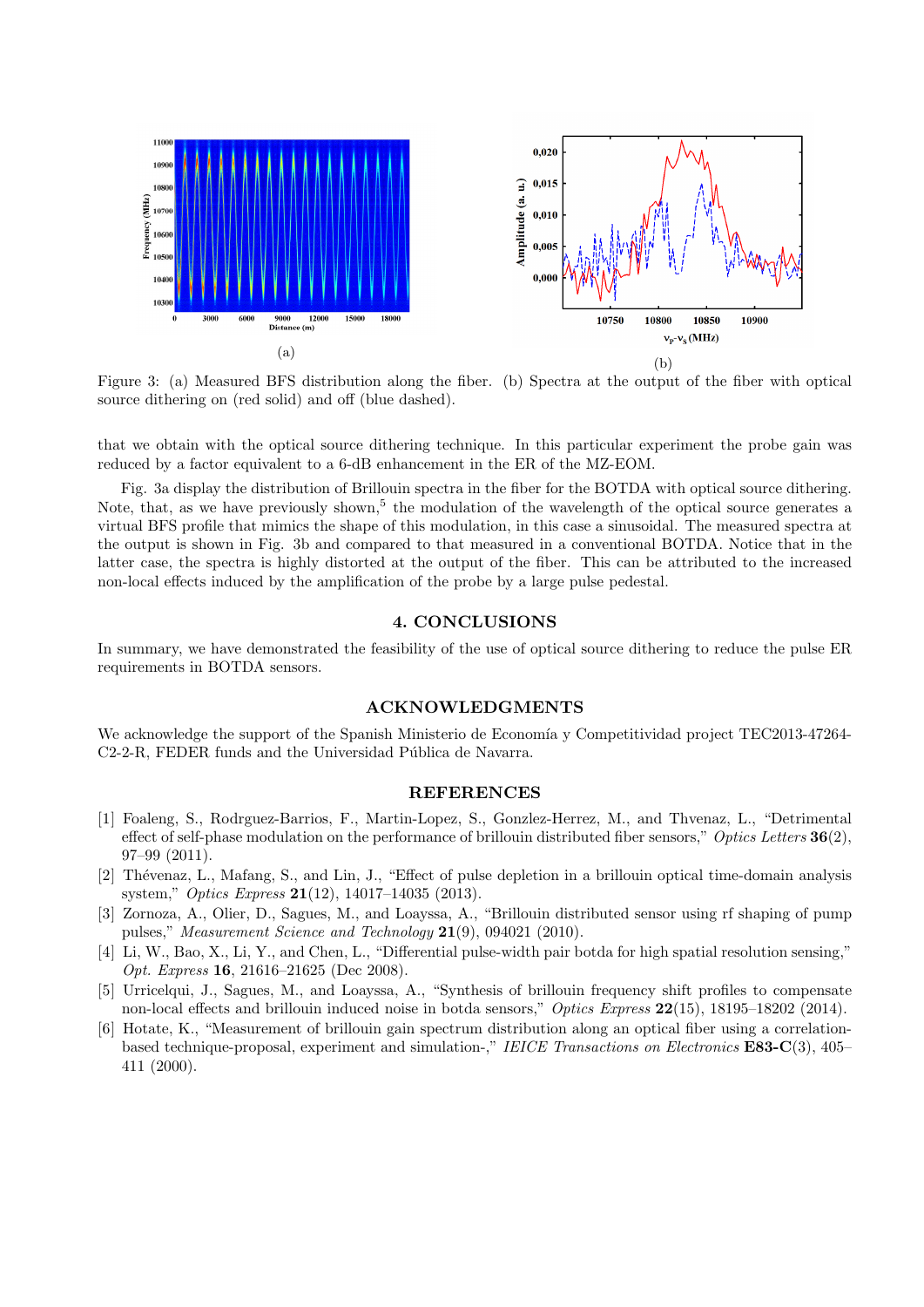(a)

(b)

Figure 3: (a) Measured BFS distribution along the fiber. (b) Spectra at the output of the fiber with optical source dithering on (red solid) and off (blue dashed).

that we obtain with the optical source dithering technique. In this particular experiment the probe gain was reduced by a factor equivalent to a 6-dB enhancement in the ER of the MZ-EOM.

Fig. 3a display the distribution of Brillouin spectra in the fiber for the BOTDA with optical source dithering. Note, that, as we have previously shown,[5] the modulation of the wavelength of the optical source generates a virtual BFS profile that mimics the shape of this modulation, in this case a sinusoidal. The measured spectra at the output is shown in Fig. 3b and compared to that measured in a conventional BOTDA. Notice that in the latter case, the spectra is highly distorted at the output of the fiber. This can be attributed to the increased non-local effects induced by the amplification of the probe by a large pulse pedestal.

## 4. CONCLUSIONS

In summary, we have demonstrated the feasibility of the use of optical source dithering to reduce the pulse ER requirements in BOTDA sensors.

## ACKNOWLEDGMENTS

We acknowledge the support of the Spanish Ministerio de Economía y Competitividad project TEC2013-47264-C2-2-R, FEDER funds and the Universidad Pública de Navarra.

## REFERENCES

[1] Foaleng, S., Rodrguez-Barrios, F., Martin-Lopez, S., Gonzlez-Herrez, M., and Thvenaz, L., "Detrimental effect of self-phase modulation on the performance of brillouin distributed fiber sensors," *Optics Letters* **36**(2), 97–99 (2011).

[2] Thévenaz, L., Mafang, S., and Lin, J., "Effect of pulse depletion in a brillouin optical time-domain analysis system," *Optics Express* **21**(12), 14017–14035 (2013).

[3] Zornoza, A., Olier, D., Sagues, M., and Loayssa, A., "Brillouin distributed sensor using rf shaping of pump pulses," *Measurement Science and Technology* **21**(9), 094021 (2010).

[4] Li, W., Bao, X., Li, Y., and Chen, L., "Differential pulse-width pair botda for high spatial resolution sensing," *Opt. Express* **16**, 21616–21625 (Dec 2008).

[5] Urricelqui, J., Sagues, M., and Loayssa, A., "Synthesis of brillouin frequency shift profiles to compensate non-local effects and brillouin induced noise in botda sensors," *Optics Express* **22**(15), 18195–18202 (2014).

[6] Hotate, K., "Measurement of brillouin gain spectrum distribution along an optical fiber using a correlation-based technique-proposal, experiment and simulation-," *IEICE Transactions on Electronics* **E83-C**(3), 405–411 (2000).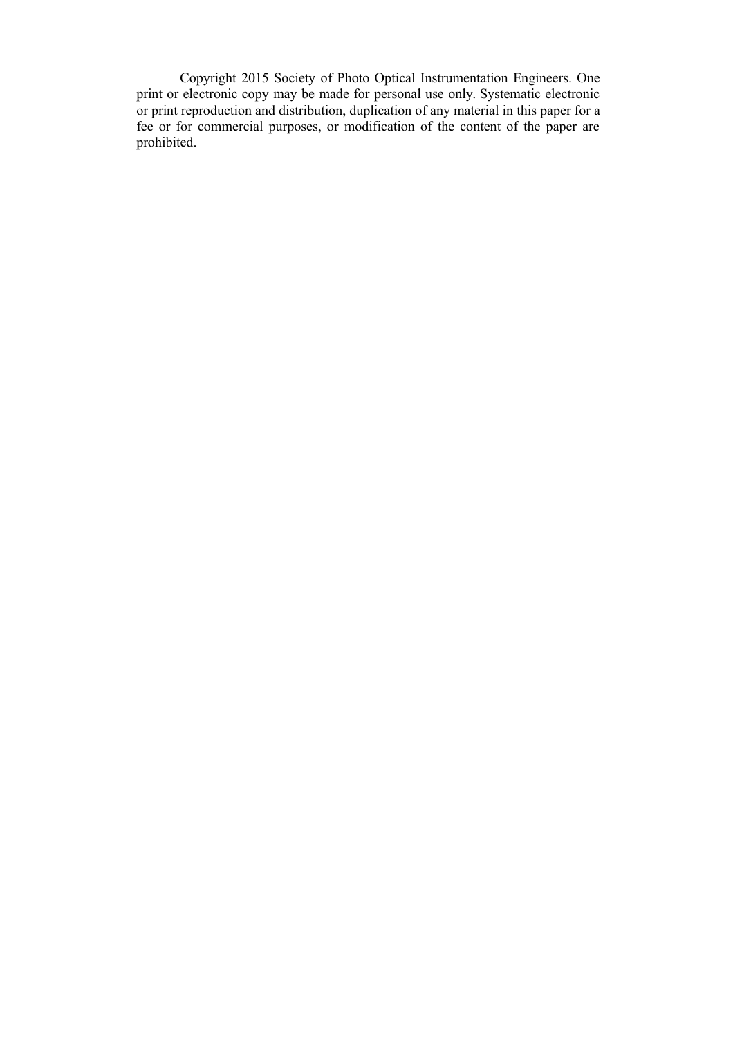Copyright 2015 Society of Photo Optical Instrumentation Engineers. One print or electronic copy may be made for personal use only. Systematic electronic or print reproduction and distribution, duplication of any material in this paper for a fee or for commercial purposes, or modification of the content of the paper are prohibited.